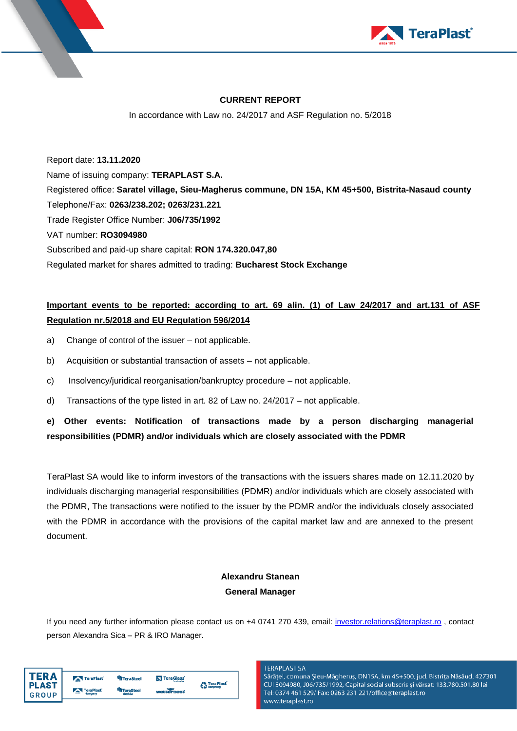## CURRENT REPORT

In accordance with Law no. 24/2017 and ASF Regulation no. 5/2018

Report date: **13.11.2020**

Name of issuing company: **TERAPLAST S.A.**

Registered office: **Saratel village, Sieu-Magherus commune, DN 15A, KM 45+500, Bistrita-Nasaud county**

Telephone/Fax: **0263/238.202; 0263/231.221**

Trade Register Office Number: **J06/735/1992**

VAT number: **RO3094980**

Subscribed and paid-up share capital: **RON 174.320.047,80**

Regulated market for shares admitted to trading: **Bucharest Stock Exchange**

**Important events to be reported: according to art. 69 alin. (1) of Law 24/2017 and art.131 of ASF Regulation nr.5/2018 and EU Regulation 596/2014**

a) Change of control of the issuer – not applicable.

b) Acquisition or substantial transaction of assets – not applicable.

c) Insolvency/juridical reorganisation/bankruptcy procedure – not applicable.

d) Transactions of the type listed in art. 82 of Law no. 24/2017 – not applicable.

**e) Other events: Notification of transactions made by a person discharging managerial responsibilities (PDMR) and/or individuals which are closely associated with the PDMR**

TeraPlast SA would like to inform investors of the transactions with the issuers shares made on 12.11.2020 by individuals discharging managerial responsibilities (PDMR) and/or individuals which are closely associated with the PDMR, The transactions were notified to the issuer by the PDMR and/or the individuals closely associated with the PDMR in accordance with the provisions of the capital market law and are annexed to the present document.

**Alexandru Stanean**
**General Manager**

If you need any further information please contact us on +4 0741 270 439, email: investor.relations@teraplast.ro , contact person Alexandra Sica – PR & IRO Manager.

TERAPLAST SA
Sărățel, comuna Șieu-Măgheruș, DN15A, km 45+500, jud. Bistrița Năsăud, 427301
CUI 3094980, J06/735/1992, Capital social subscris și vărsat: 133.780.501,80 lei
Tel: 0374 461 529/ Fax: 0263 231 221/office@teraplast.ro
www.teraplast.ro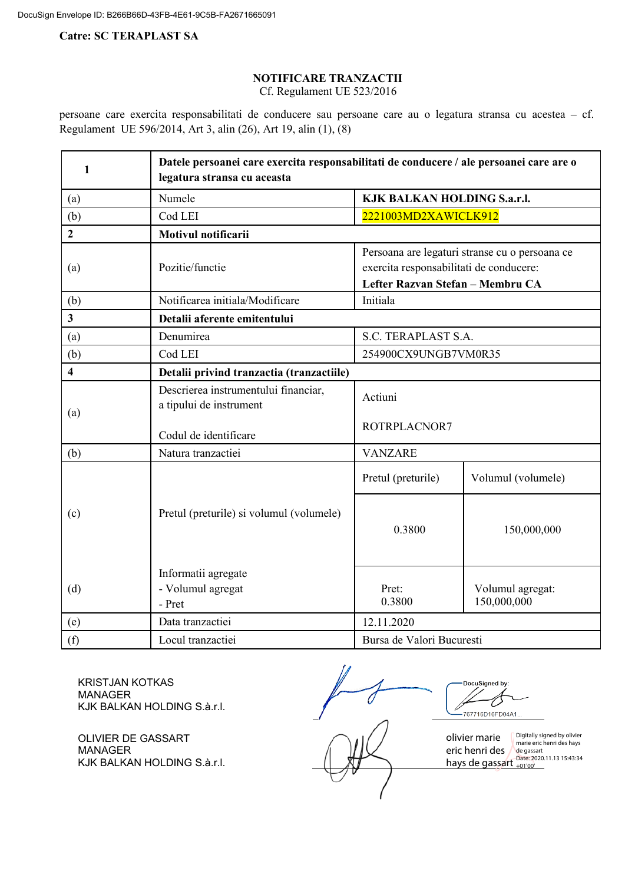DocuSign Envelope ID: B266B66D-43FB-4E61-9C5B-FA2671665091

**Catre: SC TERAPLAST SA**

**NOTIFICARE TRANZACTII**
Cf. Regulament UE 523/2016

persoane care exercita responsabilitati de conducere sau persoane care au o legatura stransa cu acestea – cf. Regulament UE 596/2014, Art 3, alin (26), Art 19, alin (1), (8)

| | | | |
|---|---|---|---|
| **1** | **Datele persoanei care exercita responsabilitati de conducere / ale persoanei care are o legatura stransa cu aceasta** | | |
| (a) | Numele | **KJK BALKAN HOLDING S.a.r.l.** | |
| (b) | Cod LEI | 2221003MD2XAWICLK912 | |
| **2** | **Motivul notificarii** | | |
| (a) | Pozitie/functie | Persoana are legaturi stranse cu o persoana ce exercita responsabilitati de conducere: **Lefter Razvan Stefan – Membru CA** | |
| (b) | Notificarea initiala/Modificare | Initiala | |
| **3** | **Detalii aferente emitentului** | | |
| (a) | Denumirea | S.C. TERAPLAST S.A. | |
| (b) | Cod LEI | 254900CX9UNGB7VM0R35 | |
| **4** | **Detalii privind tranzactia (tranzactiile)** | | |
| (a) | Descrierea instrumentului financiar, a tipului de instrument<br><br>Codul de identificare | Actiuni<br><br>ROTRPLACNOR7 | |
| (b) | Natura tranzactiei | VANZARE | |
| (c) | Pretul (preturile) si volumul (volumele) | Pretul (preturile) | Volumul (volumele) |
| | | 0.3800 | 150,000,000 |
| (d) | Informatii agregate<br>- Volumul agregat<br>- Pret | Pret:<br>0.3800 | Volumul agregat:<br>150,000,000 |
| (e) | Data tranzactiei | 12.11.2020 | |
| (f) | Locul tranzactiei | Bursa de Valori Bucuresti | |

KRISTJAN KOTKAS
MANAGER
KJK BALKAN HOLDING S.à.r.l.

DocuSigned by:
767716D16FD04A1...

OLIVIER DE GASSART
MANAGER
KJK BALKAN HOLDING S.à.r.l.

olivier marie eric henri des hays de gassart
Digitally signed by olivier marie eric henri des hays de gassart
Date: 2020.11.13 15:43:34 +01'00'